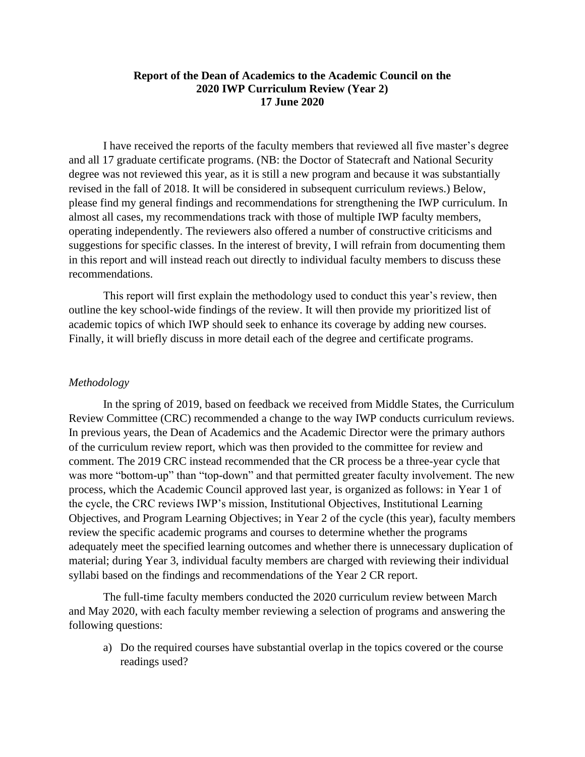**Report of the Dean of Academics to the Academic Council on the 2020 IWP Curriculum Review (Year 2)**
**17 June 2020**

I have received the reports of the faculty members that reviewed all five master's degree and all 17 graduate certificate programs. (NB: the Doctor of Statecraft and National Security degree was not reviewed this year, as it is still a new program and because it was substantially revised in the fall of 2018. It will be considered in subsequent curriculum reviews.) Below, please find my general findings and recommendations for strengthening the IWP curriculum. In almost all cases, my recommendations track with those of multiple IWP faculty members, operating independently. The reviewers also offered a number of constructive criticisms and suggestions for specific classes. In the interest of brevity, I will refrain from documenting them in this report and will instead reach out directly to individual faculty members to discuss these recommendations.

This report will first explain the methodology used to conduct this year's review, then outline the key school-wide findings of the review. It will then provide my prioritized list of academic topics of which IWP should seek to enhance its coverage by adding new courses. Finally, it will briefly discuss in more detail each of the degree and certificate programs.

*Methodology*

In the spring of 2019, based on feedback we received from Middle States, the Curriculum Review Committee (CRC) recommended a change to the way IWP conducts curriculum reviews. In previous years, the Dean of Academics and the Academic Director were the primary authors of the curriculum review report, which was then provided to the committee for review and comment. The 2019 CRC instead recommended that the CR process be a three-year cycle that was more "bottom-up" than "top-down" and that permitted greater faculty involvement. The new process, which the Academic Council approved last year, is organized as follows: in Year 1 of the cycle, the CRC reviews IWP's mission, Institutional Objectives, Institutional Learning Objectives, and Program Learning Objectives; in Year 2 of the cycle (this year), faculty members review the specific academic programs and courses to determine whether the programs adequately meet the specified learning outcomes and whether there is unnecessary duplication of material; during Year 3, individual faculty members are charged with reviewing their individual syllabi based on the findings and recommendations of the Year 2 CR report.

The full-time faculty members conducted the 2020 curriculum review between March and May 2020, with each faculty member reviewing a selection of programs and answering the following questions:

a) Do the required courses have substantial overlap in the topics covered or the course readings used?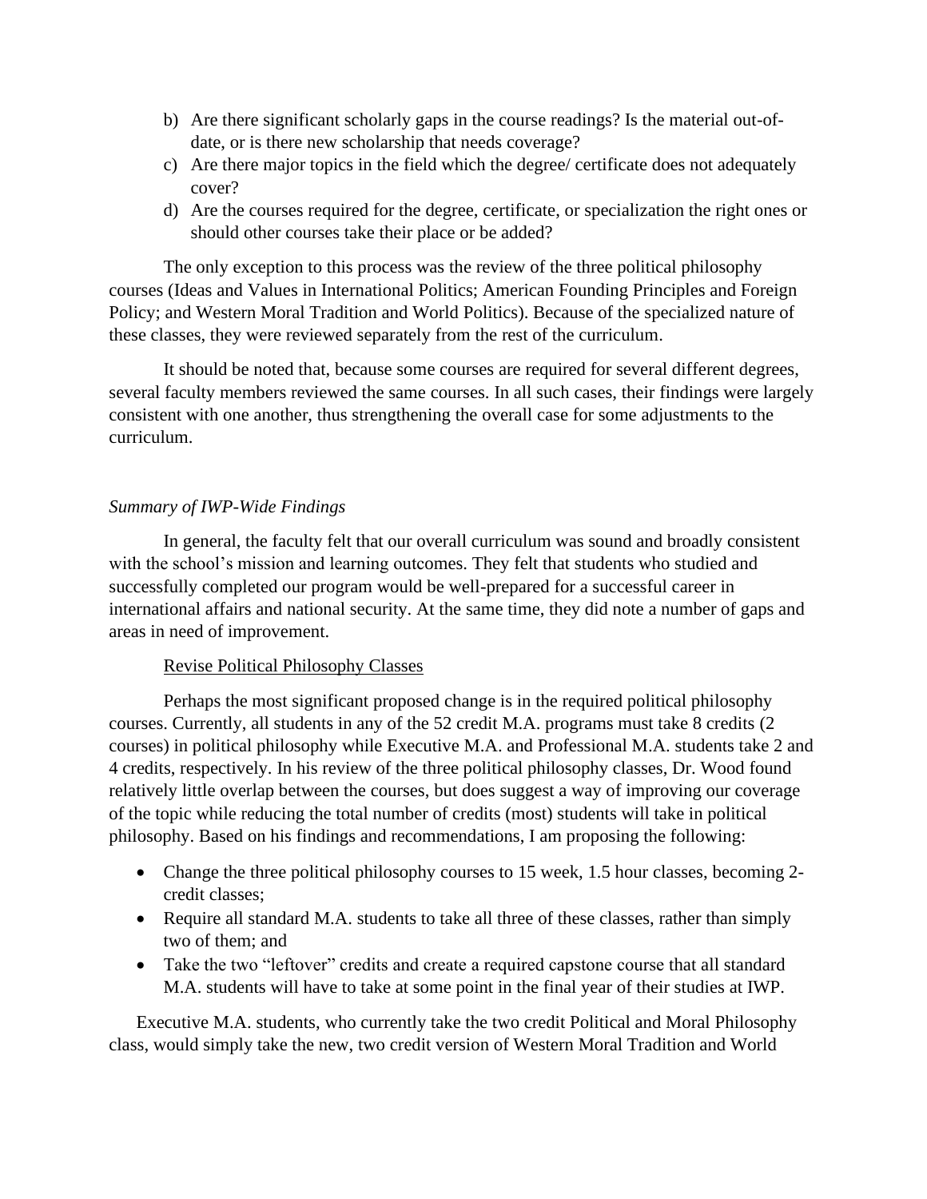b) Are there significant scholarly gaps in the course readings? Is the material out-of-date, or is there new scholarship that needs coverage?
c) Are there major topics in the field which the degree/ certificate does not adequately cover?
d) Are the courses required for the degree, certificate, or specialization the right ones or should other courses take their place or be added?

The only exception to this process was the review of the three political philosophy courses (Ideas and Values in International Politics; American Founding Principles and Foreign Policy; and Western Moral Tradition and World Politics). Because of the specialized nature of these classes, they were reviewed separately from the rest of the curriculum.

It should be noted that, because some courses are required for several different degrees, several faculty members reviewed the same courses. In all such cases, their findings were largely consistent with one another, thus strengthening the overall case for some adjustments to the curriculum.

*Summary of IWP-Wide Findings*

In general, the faculty felt that our overall curriculum was sound and broadly consistent with the school's mission and learning outcomes. They felt that students who studied and successfully completed our program would be well-prepared for a successful career in international affairs and national security. At the same time, they did note a number of gaps and areas in need of improvement.

<u>Revise Political Philosophy Classes</u>

Perhaps the most significant proposed change is in the required political philosophy courses. Currently, all students in any of the 52 credit M.A. programs must take 8 credits (2 courses) in political philosophy while Executive M.A. and Professional M.A. students take 2 and 4 credits, respectively. In his review of the three political philosophy classes, Dr. Wood found relatively little overlap between the courses, but does suggest a way of improving our coverage of the topic while reducing the total number of credits (most) students will take in political philosophy. Based on his findings and recommendations, I am proposing the following:

- Change the three political philosophy courses to 15 week, 1.5 hour classes, becoming 2-credit classes;
- Require all standard M.A. students to take all three of these classes, rather than simply two of them; and
- Take the two "leftover" credits and create a required capstone course that all standard M.A. students will have to take at some point in the final year of their studies at IWP.

Executive M.A. students, who currently take the two credit Political and Moral Philosophy class, would simply take the new, two credit version of Western Moral Tradition and World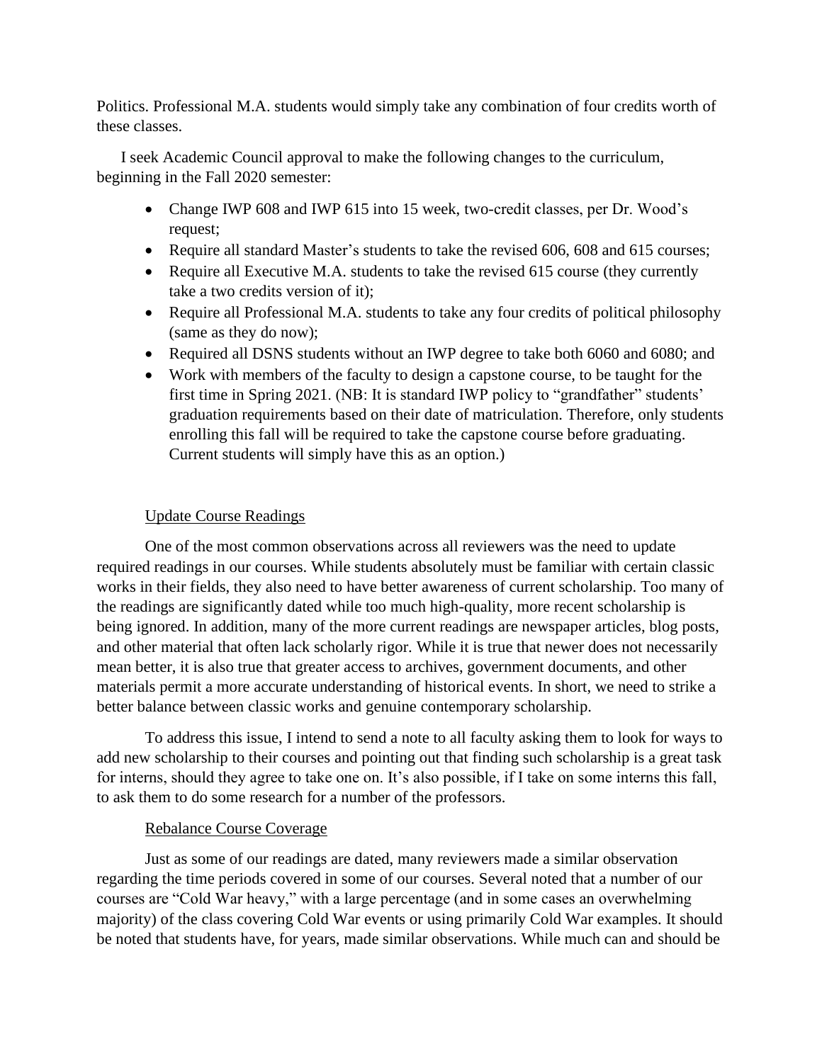Politics. Professional M.A. students would simply take any combination of four credits worth of these classes.

I seek Academic Council approval to make the following changes to the curriculum, beginning in the Fall 2020 semester:

- Change IWP 608 and IWP 615 into 15 week, two-credit classes, per Dr. Wood's request;
- Require all standard Master's students to take the revised 606, 608 and 615 courses;
- Require all Executive M.A. students to take the revised 615 course (they currently take a two credits version of it);
- Require all Professional M.A. students to take any four credits of political philosophy (same as they do now);
- Required all DSNS students without an IWP degree to take both 6060 and 6080; and
- Work with members of the faculty to design a capstone course, to be taught for the first time in Spring 2021. (NB: It is standard IWP policy to "grandfather" students' graduation requirements based on their date of matriculation. Therefore, only students enrolling this fall will be required to take the capstone course before graduating. Current students will simply have this as an option.)

<u>Update Course Readings</u>

One of the most common observations across all reviewers was the need to update required readings in our courses. While students absolutely must be familiar with certain classic works in their fields, they also need to have better awareness of current scholarship. Too many of the readings are significantly dated while too much high-quality, more recent scholarship is being ignored. In addition, many of the more current readings are newspaper articles, blog posts, and other material that often lack scholarly rigor. While it is true that newer does not necessarily mean better, it is also true that greater access to archives, government documents, and other materials permit a more accurate understanding of historical events. In short, we need to strike a better balance between classic works and genuine contemporary scholarship.

To address this issue, I intend to send a note to all faculty asking them to look for ways to add new scholarship to their courses and pointing out that finding such scholarship is a great task for interns, should they agree to take one on. It's also possible, if I take on some interns this fall, to ask them to do some research for a number of the professors.

<u>Rebalance Course Coverage</u>

Just as some of our readings are dated, many reviewers made a similar observation regarding the time periods covered in some of our courses. Several noted that a number of our courses are "Cold War heavy," with a large percentage (and in some cases an overwhelming majority) of the class covering Cold War events or using primarily Cold War examples. It should be noted that students have, for years, made similar observations. While much can and should be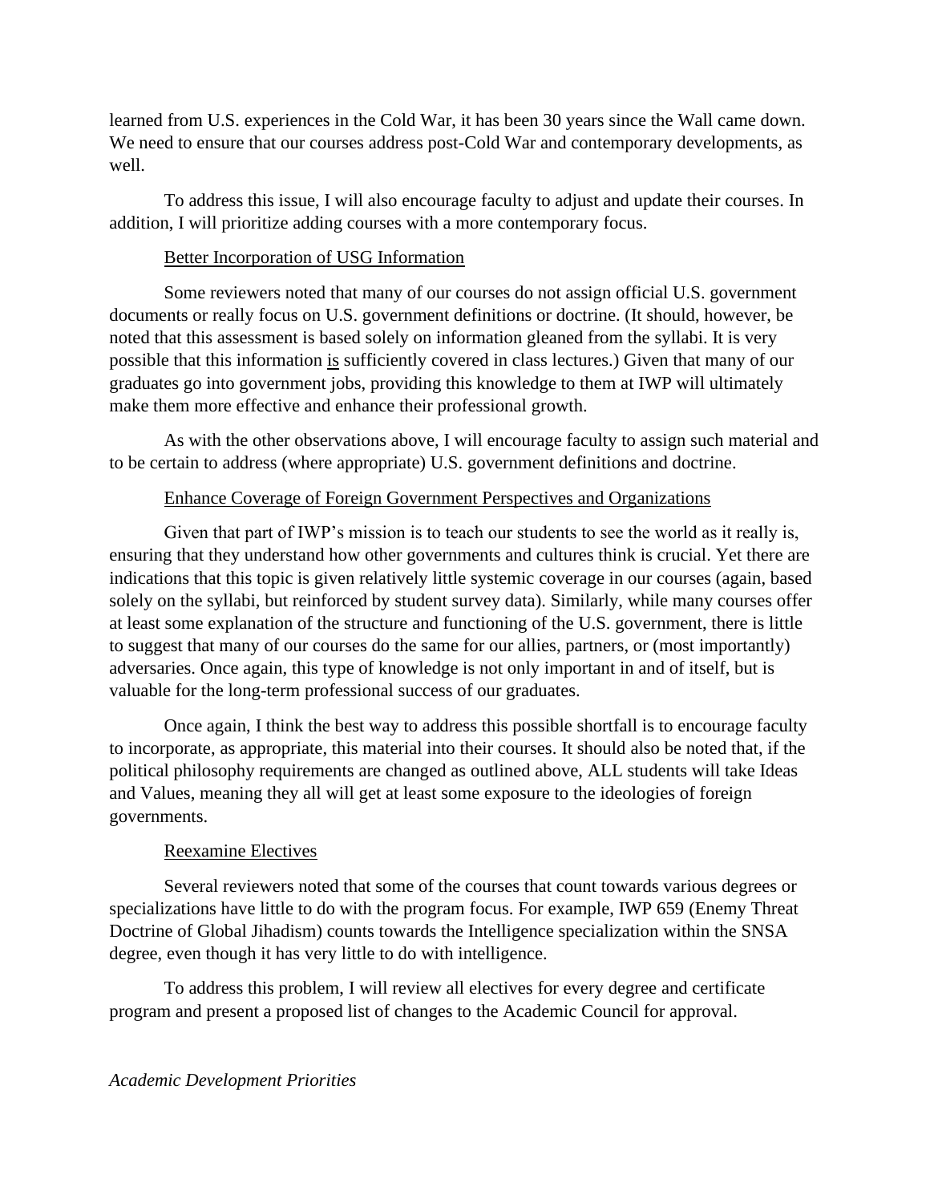learned from U.S. experiences in the Cold War, it has been 30 years since the Wall came down. We need to ensure that our courses address post-Cold War and contemporary developments, as well.

To address this issue, I will also encourage faculty to adjust and update their courses. In addition, I will prioritize adding courses with a more contemporary focus.

<u>Better Incorporation of USG Information</u>

Some reviewers noted that many of our courses do not assign official U.S. government documents or really focus on U.S. government definitions or doctrine. (It should, however, be noted that this assessment is based solely on information gleaned from the syllabi. It is very possible that this information <u>is</u> sufficiently covered in class lectures.) Given that many of our graduates go into government jobs, providing this knowledge to them at IWP will ultimately make them more effective and enhance their professional growth.

As with the other observations above, I will encourage faculty to assign such material and to be certain to address (where appropriate) U.S. government definitions and doctrine.

<u>Enhance Coverage of Foreign Government Perspectives and Organizations</u>

Given that part of IWP's mission is to teach our students to see the world as it really is, ensuring that they understand how other governments and cultures think is crucial. Yet there are indications that this topic is given relatively little systemic coverage in our courses (again, based solely on the syllabi, but reinforced by student survey data). Similarly, while many courses offer at least some explanation of the structure and functioning of the U.S. government, there is little to suggest that many of our courses do the same for our allies, partners, or (most importantly) adversaries. Once again, this type of knowledge is not only important in and of itself, but is valuable for the long-term professional success of our graduates.

Once again, I think the best way to address this possible shortfall is to encourage faculty to incorporate, as appropriate, this material into their courses. It should also be noted that, if the political philosophy requirements are changed as outlined above, ALL students will take Ideas and Values, meaning they all will get at least some exposure to the ideologies of foreign governments.

<u>Reexamine Electives</u>

Several reviewers noted that some of the courses that count towards various degrees or specializations have little to do with the program focus. For example, IWP 659 (Enemy Threat Doctrine of Global Jihadism) counts towards the Intelligence specialization within the SNSA degree, even though it has very little to do with intelligence.

To address this problem, I will review all electives for every degree and certificate program and present a proposed list of changes to the Academic Council for approval.

*Academic Development Priorities*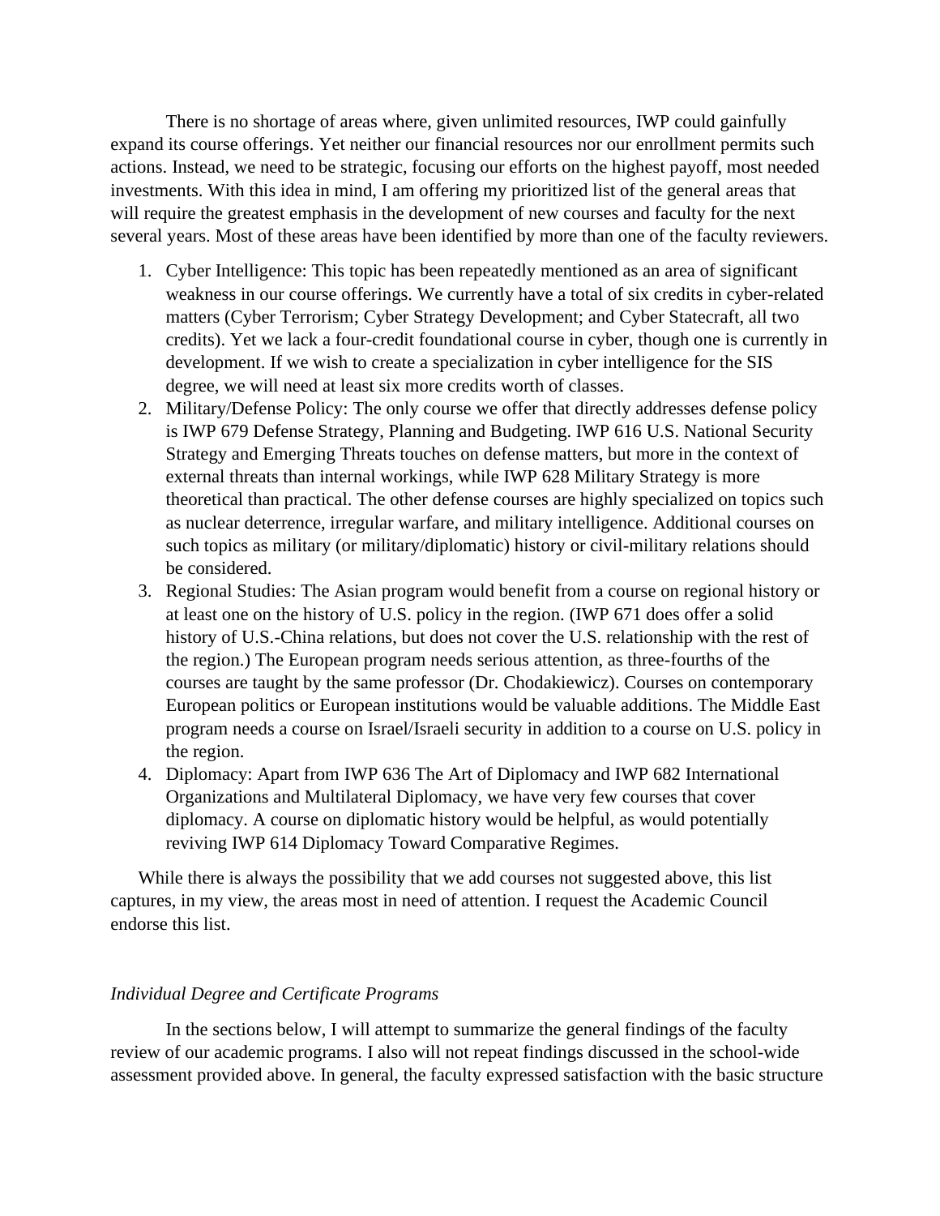There is no shortage of areas where, given unlimited resources, IWP could gainfully expand its course offerings. Yet neither our financial resources nor our enrollment permits such actions. Instead, we need to be strategic, focusing our efforts on the highest payoff, most needed investments. With this idea in mind, I am offering my prioritized list of the general areas that will require the greatest emphasis in the development of new courses and faculty for the next several years. Most of these areas have been identified by more than one of the faculty reviewers.

1. Cyber Intelligence: This topic has been repeatedly mentioned as an area of significant weakness in our course offerings. We currently have a total of six credits in cyber-related matters (Cyber Terrorism; Cyber Strategy Development; and Cyber Statecraft, all two credits). Yet we lack a four-credit foundational course in cyber, though one is currently in development. If we wish to create a specialization in cyber intelligence for the SIS degree, we will need at least six more credits worth of classes.
2. Military/Defense Policy: The only course we offer that directly addresses defense policy is IWP 679 Defense Strategy, Planning and Budgeting. IWP 616 U.S. National Security Strategy and Emerging Threats touches on defense matters, but more in the context of external threats than internal workings, while IWP 628 Military Strategy is more theoretical than practical. The other defense courses are highly specialized on topics such as nuclear deterrence, irregular warfare, and military intelligence. Additional courses on such topics as military (or military/diplomatic) history or civil-military relations should be considered.
3. Regional Studies: The Asian program would benefit from a course on regional history or at least one on the history of U.S. policy in the region. (IWP 671 does offer a solid history of U.S.-China relations, but does not cover the U.S. relationship with the rest of the region.) The European program needs serious attention, as three-fourths of the courses are taught by the same professor (Dr. Chodakiewicz). Courses on contemporary European politics or European institutions would be valuable additions. The Middle East program needs a course on Israel/Israeli security in addition to a course on U.S. policy in the region.
4. Diplomacy: Apart from IWP 636 The Art of Diplomacy and IWP 682 International Organizations and Multilateral Diplomacy, we have very few courses that cover diplomacy. A course on diplomatic history would be helpful, as would potentially reviving IWP 614 Diplomacy Toward Comparative Regimes.

While there is always the possibility that we add courses not suggested above, this list captures, in my view, the areas most in need of attention. I request the Academic Council endorse this list.

*Individual Degree and Certificate Programs*

In the sections below, I will attempt to summarize the general findings of the faculty review of our academic programs. I also will not repeat findings discussed in the school-wide assessment provided above. In general, the faculty expressed satisfaction with the basic structure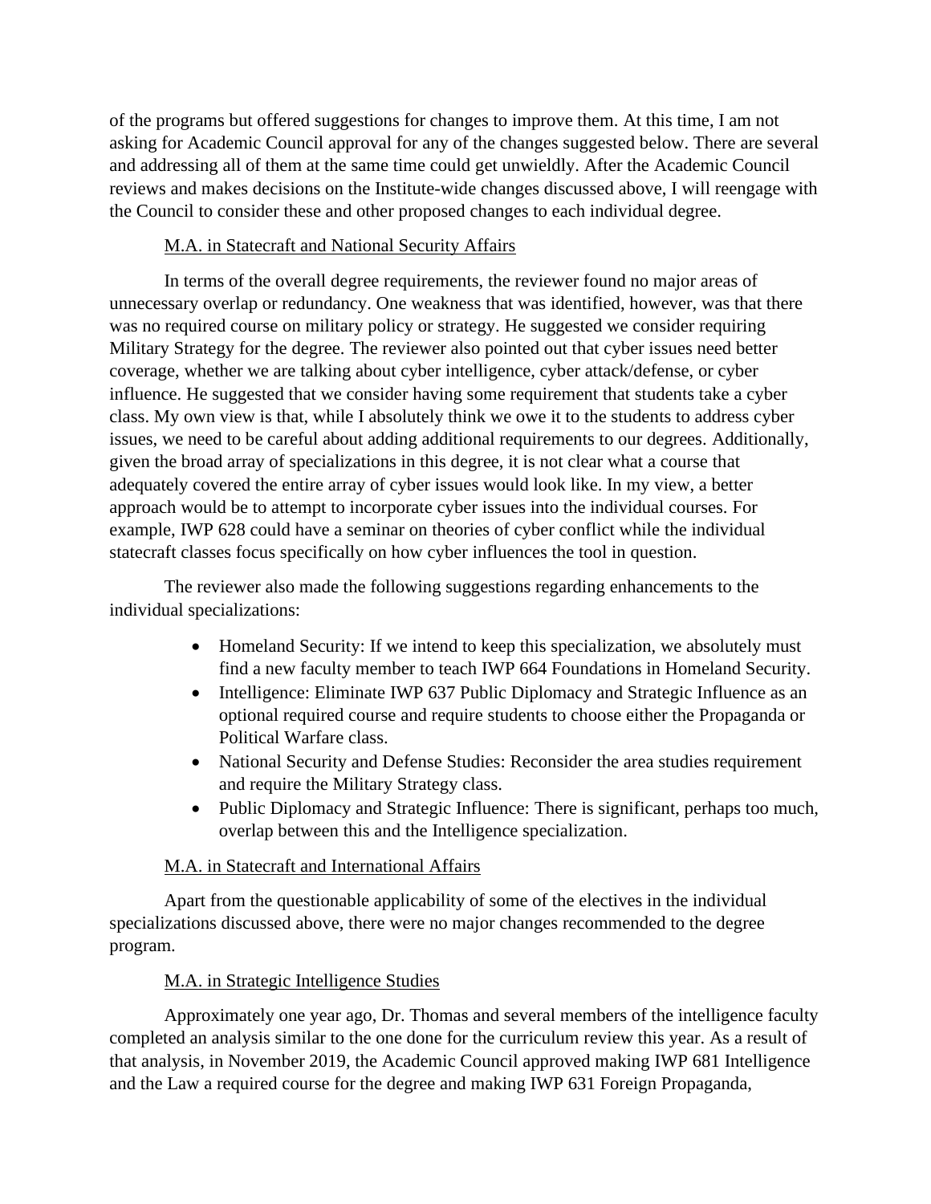of the programs but offered suggestions for changes to improve them. At this time, I am not asking for Academic Council approval for any of the changes suggested below. There are several and addressing all of them at the same time could get unwieldly. After the Academic Council reviews and makes decisions on the Institute-wide changes discussed above, I will reengage with the Council to consider these and other proposed changes to each individual degree.

<u>M.A. in Statecraft and National Security Affairs</u>

In terms of the overall degree requirements, the reviewer found no major areas of unnecessary overlap or redundancy. One weakness that was identified, however, was that there was no required course on military policy or strategy. He suggested we consider requiring Military Strategy for the degree. The reviewer also pointed out that cyber issues need better coverage, whether we are talking about cyber intelligence, cyber attack/defense, or cyber influence. He suggested that we consider having some requirement that students take a cyber class. My own view is that, while I absolutely think we owe it to the students to address cyber issues, we need to be careful about adding additional requirements to our degrees. Additionally, given the broad array of specializations in this degree, it is not clear what a course that adequately covered the entire array of cyber issues would look like. In my view, a better approach would be to attempt to incorporate cyber issues into the individual courses. For example, IWP 628 could have a seminar on theories of cyber conflict while the individual statecraft classes focus specifically on how cyber influences the tool in question.

The reviewer also made the following suggestions regarding enhancements to the individual specializations:

- Homeland Security: If we intend to keep this specialization, we absolutely must find a new faculty member to teach IWP 664 Foundations in Homeland Security.
- Intelligence: Eliminate IWP 637 Public Diplomacy and Strategic Influence as an optional required course and require students to choose either the Propaganda or Political Warfare class.
- National Security and Defense Studies: Reconsider the area studies requirement and require the Military Strategy class.
- Public Diplomacy and Strategic Influence: There is significant, perhaps too much, overlap between this and the Intelligence specialization.

<u>M.A. in Statecraft and International Affairs</u>

Apart from the questionable applicability of some of the electives in the individual specializations discussed above, there were no major changes recommended to the degree program.

<u>M.A. in Strategic Intelligence Studies</u>

Approximately one year ago, Dr. Thomas and several members of the intelligence faculty completed an analysis similar to the one done for the curriculum review this year. As a result of that analysis, in November 2019, the Academic Council approved making IWP 681 Intelligence and the Law a required course for the degree and making IWP 631 Foreign Propaganda,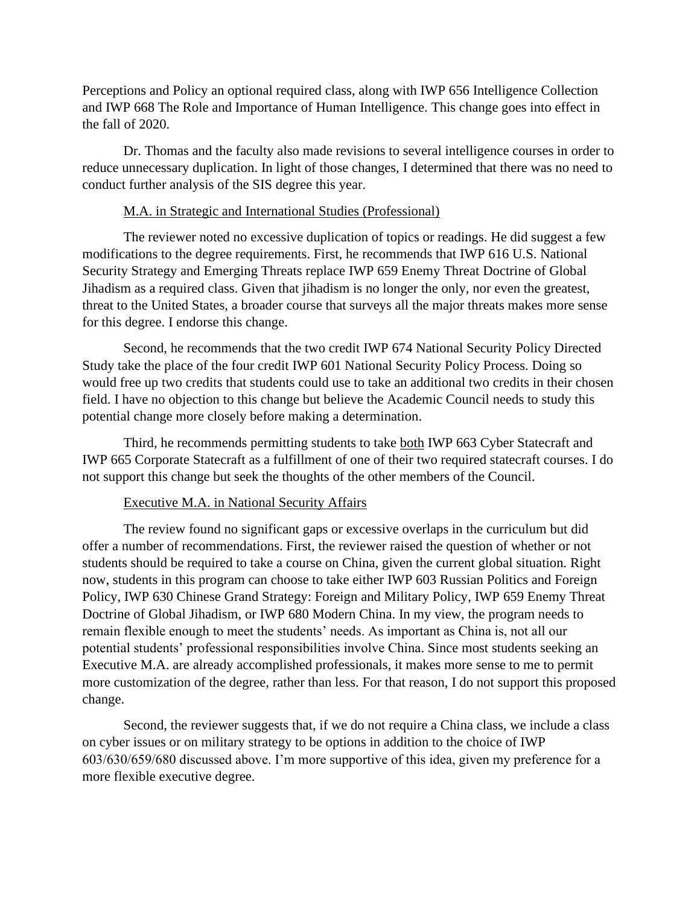Perceptions and Policy an optional required class, along with IWP 656 Intelligence Collection and IWP 668 The Role and Importance of Human Intelligence. This change goes into effect in the fall of 2020.

Dr. Thomas and the faculty also made revisions to several intelligence courses in order to reduce unnecessary duplication. In light of those changes, I determined that there was no need to conduct further analysis of the SIS degree this year.

<u>M.A. in Strategic and International Studies (Professional)</u>

The reviewer noted no excessive duplication of topics or readings. He did suggest a few modifications to the degree requirements. First, he recommends that IWP 616 U.S. National Security Strategy and Emerging Threats replace IWP 659 Enemy Threat Doctrine of Global Jihadism as a required class. Given that jihadism is no longer the only, nor even the greatest, threat to the United States, a broader course that surveys all the major threats makes more sense for this degree. I endorse this change.

Second, he recommends that the two credit IWP 674 National Security Policy Directed Study take the place of the four credit IWP 601 National Security Policy Process. Doing so would free up two credits that students could use to take an additional two credits in their chosen field. I have no objection to this change but believe the Academic Council needs to study this potential change more closely before making a determination.

Third, he recommends permitting students to take <u>both</u> IWP 663 Cyber Statecraft and IWP 665 Corporate Statecraft as a fulfillment of one of their two required statecraft courses. I do not support this change but seek the thoughts of the other members of the Council.

<u>Executive M.A. in National Security Affairs</u>

The review found no significant gaps or excessive overlaps in the curriculum but did offer a number of recommendations. First, the reviewer raised the question of whether or not students should be required to take a course on China, given the current global situation. Right now, students in this program can choose to take either IWP 603 Russian Politics and Foreign Policy, IWP 630 Chinese Grand Strategy: Foreign and Military Policy, IWP 659 Enemy Threat Doctrine of Global Jihadism, or IWP 680 Modern China. In my view, the program needs to remain flexible enough to meet the students' needs. As important as China is, not all our potential students' professional responsibilities involve China. Since most students seeking an Executive M.A. are already accomplished professionals, it makes more sense to me to permit more customization of the degree, rather than less. For that reason, I do not support this proposed change.

Second, the reviewer suggests that, if we do not require a China class, we include a class on cyber issues or on military strategy to be options in addition to the choice of IWP 603/630/659/680 discussed above. I'm more supportive of this idea, given my preference for a more flexible executive degree.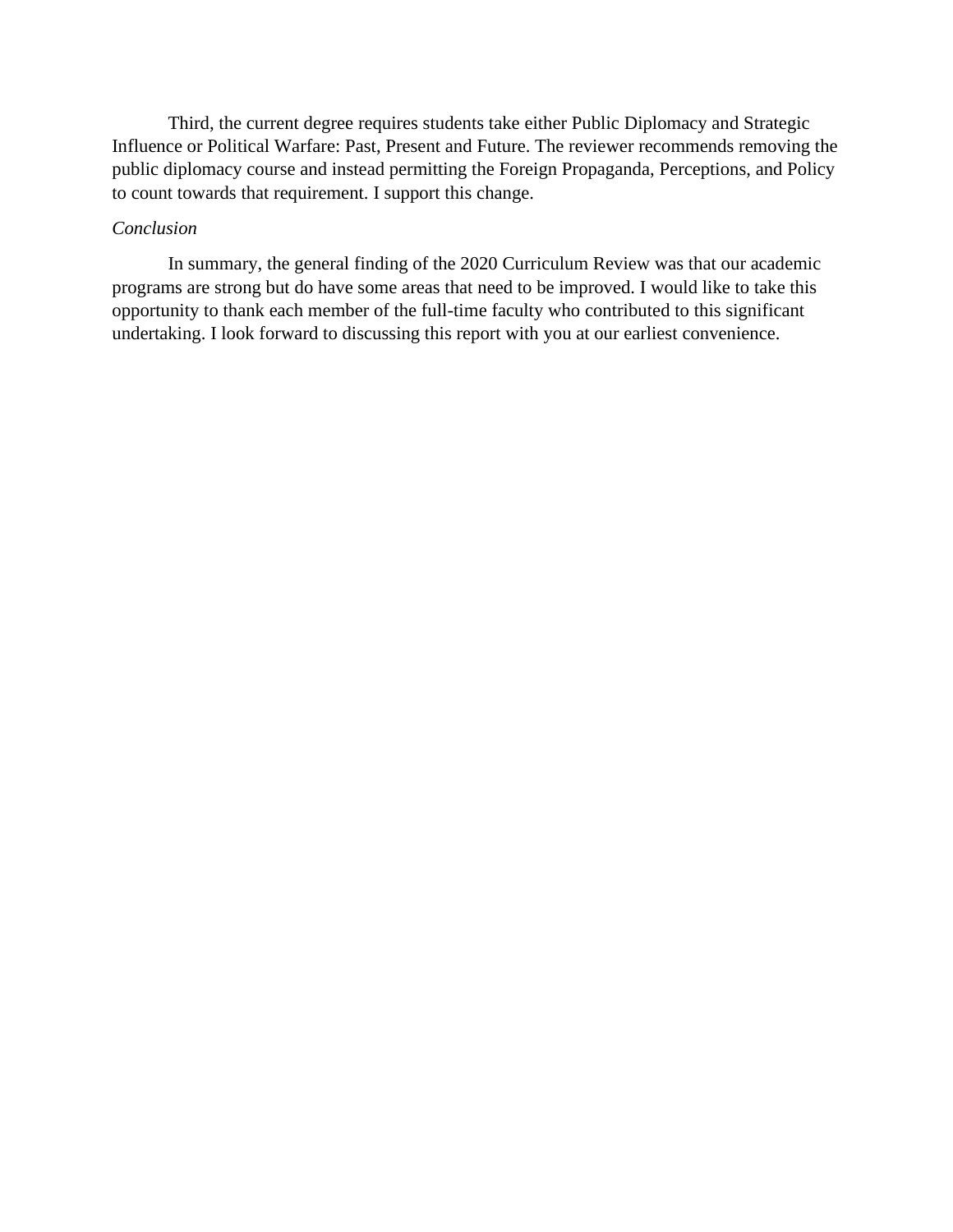Third, the current degree requires students take either Public Diplomacy and Strategic Influence or Political Warfare: Past, Present and Future. The reviewer recommends removing the public diplomacy course and instead permitting the Foreign Propaganda, Perceptions, and Policy to count towards that requirement. I support this change.

*Conclusion*

In summary, the general finding of the 2020 Curriculum Review was that our academic programs are strong but do have some areas that need to be improved. I would like to take this opportunity to thank each member of the full-time faculty who contributed to this significant undertaking. I look forward to discussing this report with you at our earliest convenience.